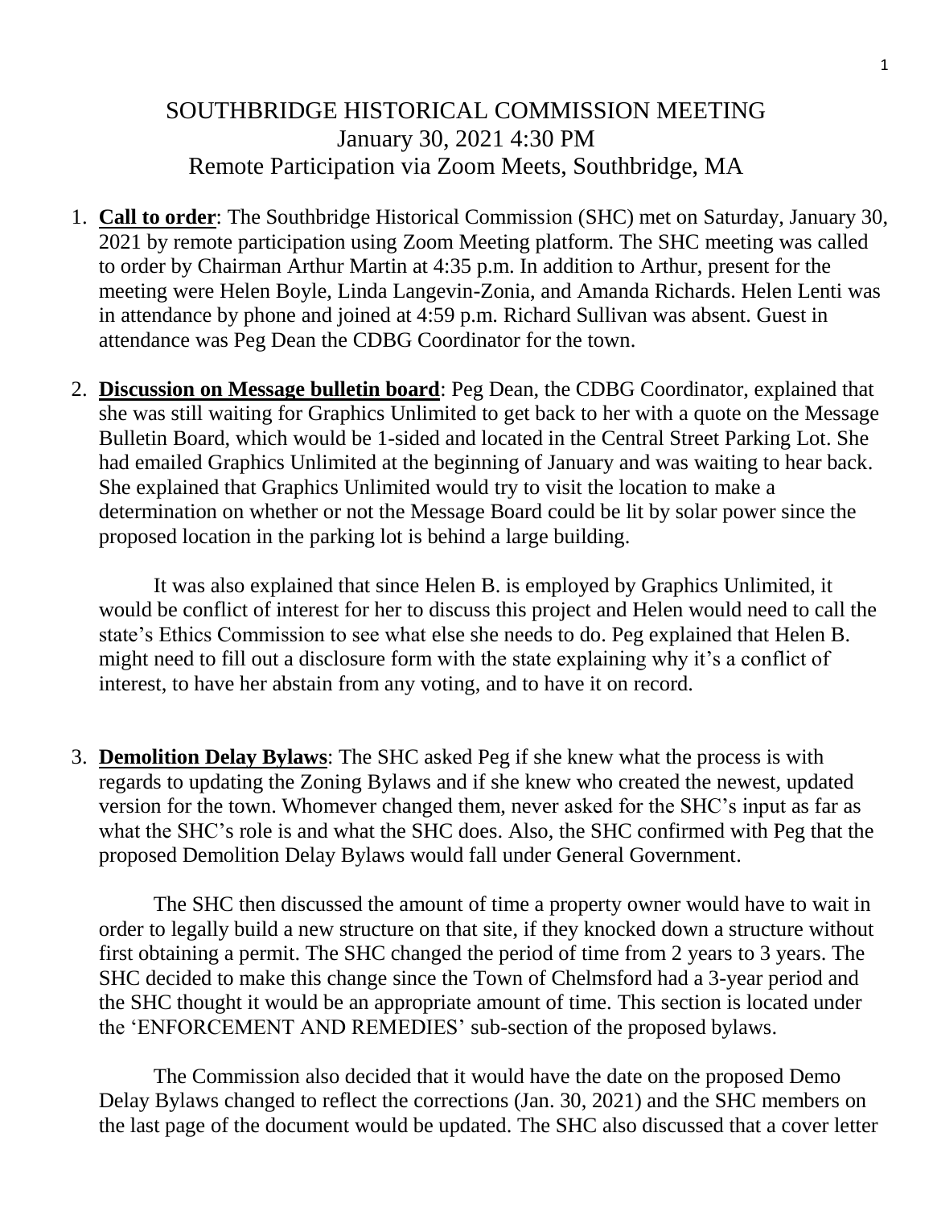# SOUTHBRIDGE HISTORICAL COMMISSION MEETING
## January 30, 2021 4:30 PM
## Remote Participation via Zoom Meets, Southbridge, MA

1. **Call to order**: The Southbridge Historical Commission (SHC) met on Saturday, January 30, 2021 by remote participation using Zoom Meeting platform. The SHC meeting was called to order by Chairman Arthur Martin at 4:35 p.m. In addition to Arthur, present for the meeting were Helen Boyle, Linda Langevin-Zonia, and Amanda Richards. Helen Lenti was in attendance by phone and joined at 4:59 p.m. Richard Sullivan was absent. Guest in attendance was Peg Dean the CDBG Coordinator for the town.

2. **Discussion on Message bulletin board**: Peg Dean, the CDBG Coordinator, explained that she was still waiting for Graphics Unlimited to get back to her with a quote on the Message Bulletin Board, which would be 1-sided and located in the Central Street Parking Lot. She had emailed Graphics Unlimited at the beginning of January and was waiting to hear back. She explained that Graphics Unlimited would try to visit the location to make a determination on whether or not the Message Board could be lit by solar power since the proposed location in the parking lot is behind a large building.

   It was also explained that since Helen B. is employed by Graphics Unlimited, it would be conflict of interest for her to discuss this project and Helen would need to call the state's Ethics Commission to see what else she needs to do. Peg explained that Helen B. might need to fill out a disclosure form with the state explaining why it's a conflict of interest, to have her abstain from any voting, and to have it on record.

3. **Demolition Delay Bylaws**: The SHC asked Peg if she knew what the process is with regards to updating the Zoning Bylaws and if she knew who created the newest, updated version for the town. Whomever changed them, never asked for the SHC's input as far as what the SHC's role is and what the SHC does. Also, the SHC confirmed with Peg that the proposed Demolition Delay Bylaws would fall under General Government.

   The SHC then discussed the amount of time a property owner would have to wait in order to legally build a new structure on that site, if they knocked down a structure without first obtaining a permit. The SHC changed the period of time from 2 years to 3 years. The SHC decided to make this change since the Town of Chelmsford had a 3-year period and the SHC thought it would be an appropriate amount of time. This section is located under the 'ENFORCEMENT AND REMEDIES' sub-section of the proposed bylaws.

   The Commission also decided that it would have the date on the proposed Demo Delay Bylaws changed to reflect the corrections (Jan. 30, 2021) and the SHC members on the last page of the document would be updated. The SHC also discussed that a cover letter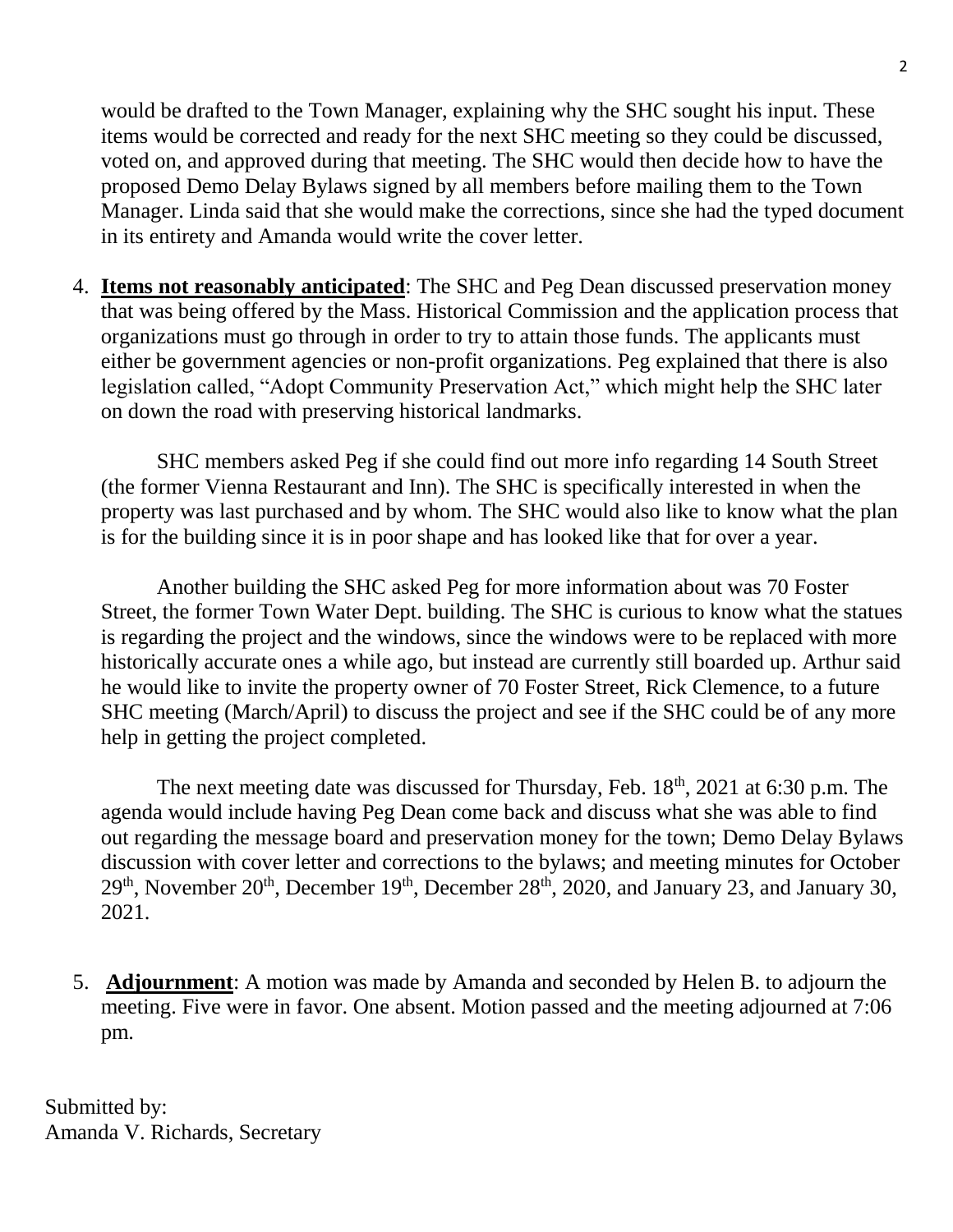would be drafted to the Town Manager, explaining why the SHC sought his input. These items would be corrected and ready for the next SHC meeting so they could be discussed, voted on, and approved during that meeting. The SHC would then decide how to have the proposed Demo Delay Bylaws signed by all members before mailing them to the Town Manager. Linda said that she would make the corrections, since she had the typed document in its entirety and Amanda would write the cover letter.

4. **Items not reasonably anticipated**: The SHC and Peg Dean discussed preservation money that was being offered by the Mass. Historical Commission and the application process that organizations must go through in order to try to attain those funds. The applicants must either be government agencies or non-profit organizations. Peg explained that there is also legislation called, "Adopt Community Preservation Act," which might help the SHC later on down the road with preserving historical landmarks.

   SHC members asked Peg if she could find out more info regarding 14 South Street (the former Vienna Restaurant and Inn). The SHC is specifically interested in when the property was last purchased and by whom. The SHC would also like to know what the plan is for the building since it is in poor shape and has looked like that for over a year.

   Another building the SHC asked Peg for more information about was 70 Foster Street, the former Town Water Dept. building. The SHC is curious to know what the statues is regarding the project and the windows, since the windows were to be replaced with more historically accurate ones a while ago, but instead are currently still boarded up. Arthur said he would like to invite the property owner of 70 Foster Street, Rick Clemence, to a future SHC meeting (March/April) to discuss the project and see if the SHC could be of any more help in getting the project completed.

   The next meeting date was discussed for Thursday, Feb. 18th, 2021 at 6:30 p.m. The agenda would include having Peg Dean come back and discuss what she was able to find out regarding the message board and preservation money for the town; Demo Delay Bylaws discussion with cover letter and corrections to the bylaws; and meeting minutes for October 29th, November 20th, December 19th, December 28th, 2020, and January 23, and January 30, 2021.

5. **Adjournment**: A motion was made by Amanda and seconded by Helen B. to adjourn the meeting. Five were in favor. One absent. Motion passed and the meeting adjourned at 7:06 pm.

Submitted by:
Amanda V. Richards, Secretary